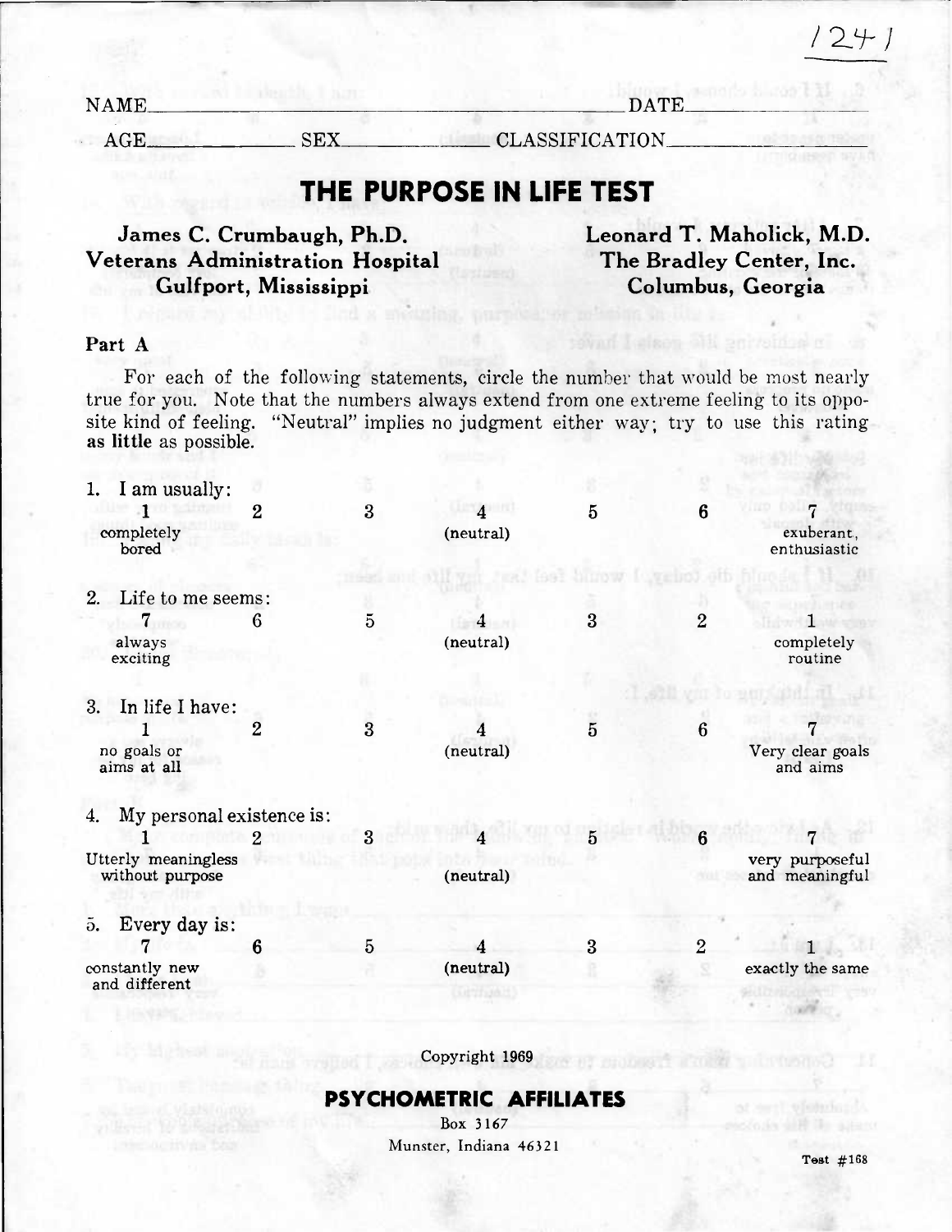1241

NAME\_\_\_\_\_\_\_\_\_\_\_\_\_\_\_\_\_\_\_\_\_\_\_\_\_\_\_\_\_\_\_\_\_\_\_\_\_\_\_\_ DATE\_\_\_\_\_\_\_\_\_\_\_\_\_\_\_\_

AGE\_\_\_\_\_\_\_\_\_\_ SEX\_\_\_\_\_\_\_\_\_\_ CLASSIFICATION\_\_\_\_\_\_\_\_\_\_\_\_\_\_\_\_

# THE PURPOSE IN LIFE TEST

**James C. Crumbaugh, Ph.D.**
**Veterans Administration Hospital**
**Gulfport, Mississippi**

**Leonard T. Maholick, M.D.**
**The Bradley Center, Inc.**
**Columbus, Georgia**

## Part A

For each of the following statements, circle the number that would be most nearly true for you. Note that the numbers always extend from one extreme feeling to its opposite kind of feeling. "Neutral" implies no judgment either way; try to use this rating **as little** as possible.

1. I am usually:

| 1 | 2 | 3 | 4 | 5 | 6 | 7 |
|---|---|---|---|---|---|---|
| completely bored | | | (neutral) | | | exuberant, enthusiastic |

2. Life to me seems:

| 7 | 6 | 5 | 4 | 3 | 2 | 1 |
|---|---|---|---|---|---|---|
| always exciting | | | (neutral) | | | completely routine |

3. In life I have:

| 1 | 2 | 3 | 4 | 5 | 6 | 7 |
|---|---|---|---|---|---|---|
| no goals or aims at all | | | (neutral) | | | Very clear goals and aims |

4. My personal existence is:

| 1 | 2 | 3 | 4 | 5 | 6 | 7 |
|---|---|---|---|---|---|---|
| Utterly meaningless without purpose | | | (neutral) | | | very purposeful and meaningful |

5. Every day is:

| 7 | 6 | 5 | 4 | 3 | 2 | 1 |
|---|---|---|---|---|---|---|
| constantly new and different | | | (neutral) | | | exactly the same |

Copyright 1969

**PSYCHOMETRIC AFFILIATES**
Box 3167
Munster, Indiana 46321

Test #168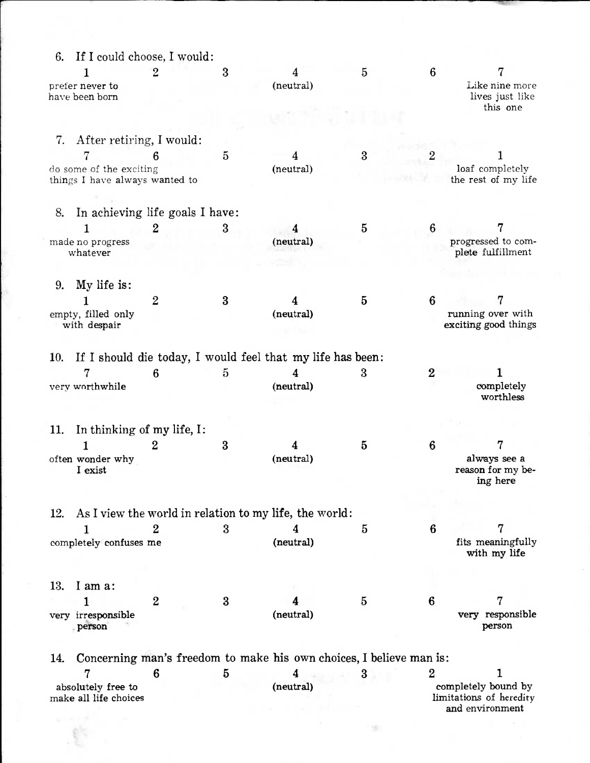6. If I could choose, I would:

| 1 | 2 | 3 | 4 | 5 | 6 | 7 |
|---|---|---|---|---|---|---|
| prefer never to have been born | | | (neutral) | | | Like nine more lives just like this one |

7. After retiring, I would:

| 7 | 6 | 5 | 4 | 3 | 2 | 1 |
|---|---|---|---|---|---|---|
| do some of the exciting things I have always wanted to | | | (neutral) | | | loaf completely the rest of my life |

8. In achieving life goals I have:

| 1 | 2 | 3 | 4 | 5 | 6 | 7 |
|---|---|---|---|---|---|---|
| made no progress whatever | | | (neutral) | | | progressed to complete fulfillment |

9. My life is:

| 1 | 2 | 3 | 4 | 5 | 6 | 7 |
|---|---|---|---|---|---|---|
| empty, filled only with despair | | | (neutral) | | | running over with exciting good things |

10. If I should die today, I would feel that my life has been:

| 7 | 6 | 5 | 4 | 3 | 2 | 1 |
|---|---|---|---|---|---|---|
| very worthwhile | | | (neutral) | | | completely worthless |

11. In thinking of my life, I:

| 1 | 2 | 3 | 4 | 5 | 6 | 7 |
|---|---|---|---|---|---|---|
| often wonder why I exist | | | (neutral) | | | always see a reason for my being here |

12. As I view the world in relation to my life, the world:

| 1 | 2 | 3 | 4 | 5 | 6 | 7 |
|---|---|---|---|---|---|---|
| completely confuses me | | | (neutral) | | | fits meaningfully with my life |

13. I am a:

| 1 | 2 | 3 | 4 | 5 | 6 | 7 |
|---|---|---|---|---|---|---|
| very irresponsible person | | | (neutral) | | | very responsible person |

14. Concerning man's freedom to make his own choices, I believe man is:

| 7 | 6 | 5 | 4 | 3 | 2 | 1 |
|---|---|---|---|---|---|---|
| absolutely free to make all life choices | | | (neutral) | | | completely bound by limitations of heredity and environment |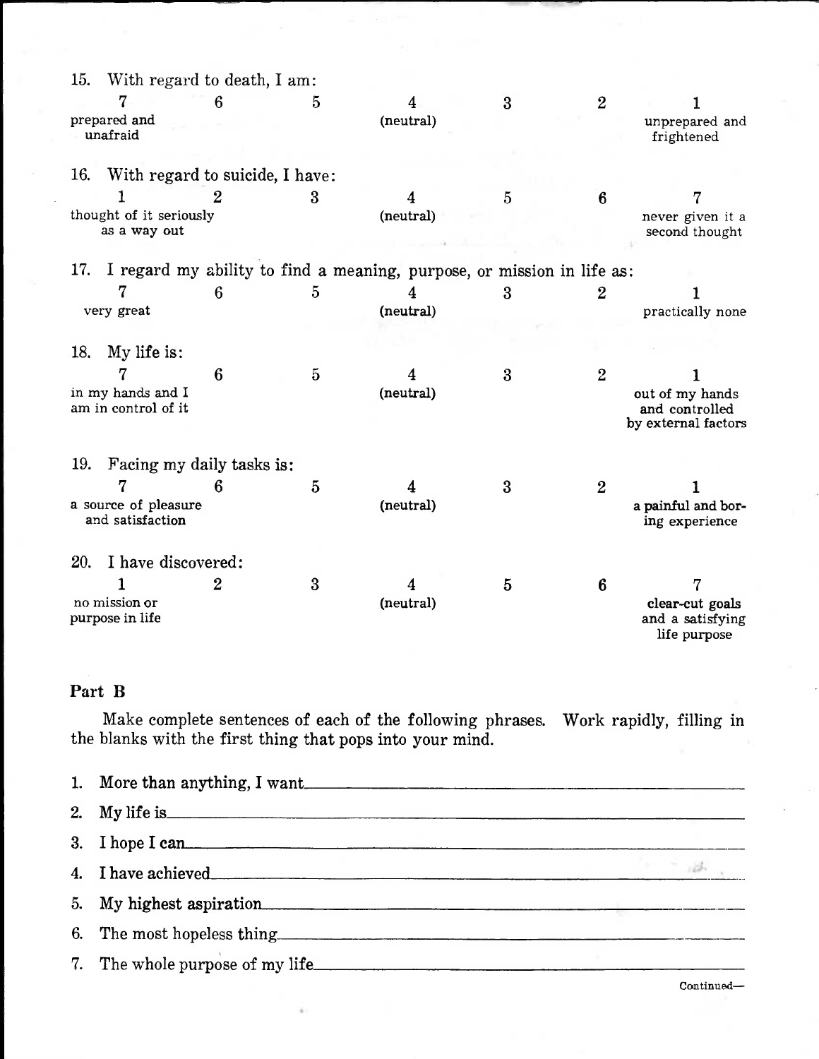15. With regard to death, I am:

| 7 | 6 | 5 | 4 | 3 | 2 | 1 |
|---|---|---|---|---|---|---|
| prepared and unafraid | | | (neutral) | | | unprepared and frightened |

16. With regard to suicide, I have:

| 1 | 2 | 3 | 4 | 5 | 6 | 7 |
|---|---|---|---|---|---|---|
| thought of it seriously as a way out | | | (neutral) | | | never given it a second thought |

17. I regard my ability to find a meaning, purpose, or mission in life as:

| 7 | 6 | 5 | 4 | 3 | 2 | 1 |
|---|---|---|---|---|---|---|
| very great | | | (neutral) | | | practically none |

18. My life is:

| 7 | 6 | 5 | 4 | 3 | 2 | 1 |
|---|---|---|---|---|---|---|
| in my hands and I am in control of it | | | (neutral) | | | out of my hands and controlled by external factors |

19. Facing my daily tasks is:

| 7 | 6 | 5 | 4 | 3 | 2 | 1 |
|---|---|---|---|---|---|---|
| a source of pleasure and satisfaction | | | (neutral) | | | a painful and boring experience |

20. I have discovered:

| 1 | 2 | 3 | 4 | 5 | 6 | 7 |
|---|---|---|---|---|---|---|
| no mission or purpose in life | | | (neutral) | | | clear-cut goals and a satisfying life purpose |

## Part B

Make complete sentences of each of the following phrases. Work rapidly, filling in the blanks with the first thing that pops into your mind.

1. More than anything, I want\_\_\_\_\_\_\_\_\_\_\_\_\_\_\_\_\_\_\_\_\_\_\_\_\_\_\_\_\_\_
2. My life is\_\_\_\_\_\_\_\_\_\_\_\_\_\_\_\_\_\_\_\_\_\_\_\_\_\_\_\_\_\_
3. I hope I can\_\_\_\_\_\_\_\_\_\_\_\_\_\_\_\_\_\_\_\_\_\_\_\_\_\_\_\_\_\_
4. I have achieved\_\_\_\_\_\_\_\_\_\_\_\_\_\_\_\_\_\_\_\_\_\_\_\_\_\_\_\_\_\_
5. My highest aspiration\_\_\_\_\_\_\_\_\_\_\_\_\_\_\_\_\_\_\_\_\_\_\_\_\_\_\_\_\_\_
6. The most hopeless thing\_\_\_\_\_\_\_\_\_\_\_\_\_\_\_\_\_\_\_\_\_\_\_\_\_\_\_\_\_\_
7. The whole purpose of my life\_\_\_\_\_\_\_\_\_\_\_\_\_\_\_\_\_\_\_\_\_\_\_\_\_\_\_\_\_\_

Continued—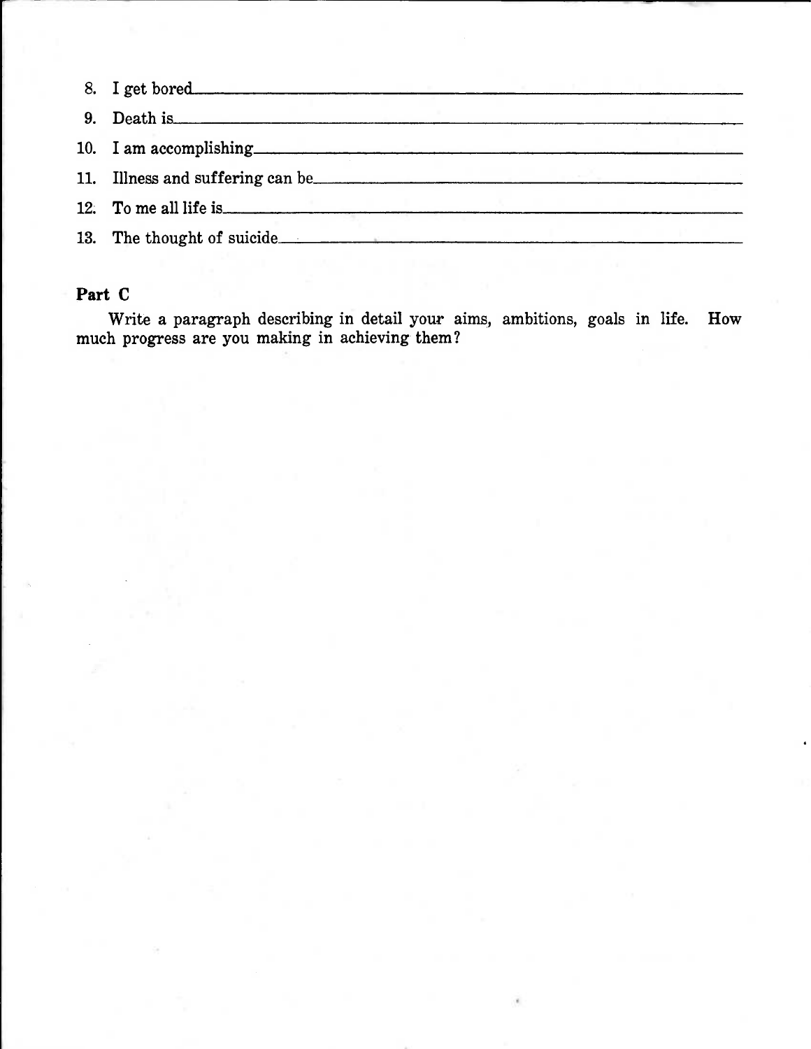8. I get bored\_\_\_\_\_\_\_\_\_\_\_\_\_\_\_\_\_\_\_\_\_\_\_\_\_\_\_\_\_\_\_\_\_\_\_\_\_\_\_\_\_\_\_\_
9. Death is\_\_\_\_\_\_\_\_\_\_\_\_\_\_\_\_\_\_\_\_\_\_\_\_\_\_\_\_\_\_\_\_\_\_\_\_\_\_\_\_\_\_\_\_\_\_
10. I am accomplishing\_\_\_\_\_\_\_\_\_\_\_\_\_\_\_\_\_\_\_\_\_\_\_\_\_\_\_\_\_\_\_\_\_\_\_\_\_\_
11. Illness and suffering can be\_\_\_\_\_\_\_\_\_\_\_\_\_\_\_\_\_\_\_\_\_\_\_\_\_\_\_\_\_\_\_\_
12. To me all life is\_\_\_\_\_\_\_\_\_\_\_\_\_\_\_\_\_\_\_\_\_\_\_\_\_\_\_\_\_\_\_\_\_\_\_\_\_\_\_\_
13. The thought of suicide\_\_\_\_\_\_\_\_\_\_\_\_\_\_\_\_\_\_\_\_\_\_\_\_\_\_\_\_\_\_\_\_\_\_\_\_

## Part C

Write a paragraph describing in detail your aims, ambitions, goals in life. How much progress are you making in achieving them?